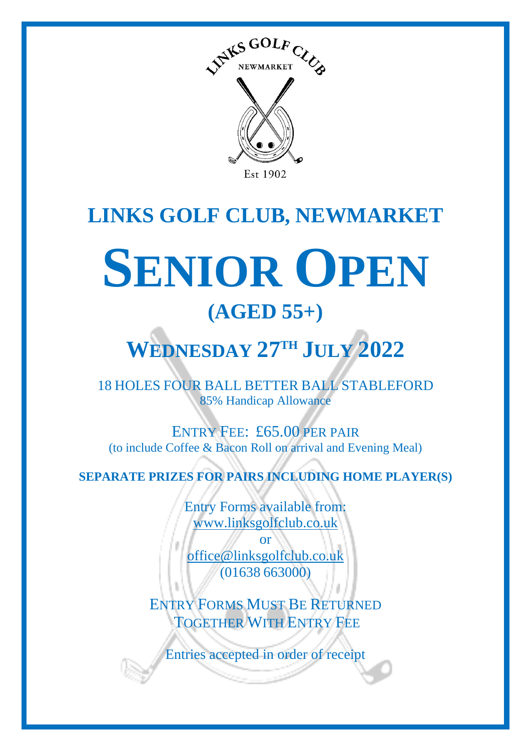LINKS GOLF CLUB
NEWMARKET
Est 1902

# LINKS GOLF CLUB, NEWMARKET

# SENIOR OPEN

## (AGED 55+)

## WEDNESDAY 27TH JULY 2022

18 HOLES FOUR BALL BETTER BALL STABLEFORD
85% Handicap Allowance

ENTRY FEE: £65.00 PER PAIR
(to include Coffee & Bacon Roll on arrival and Evening Meal)

**SEPARATE PRIZES FOR PAIRS INCLUDING HOME PLAYER(S)**

Entry Forms available from:
www.linksgolfclub.co.uk
or
office@linksgolfclub.co.uk
(01638 663000)

ENTRY FORMS MUST BE RETURNED
TOGETHER WITH ENTRY FEE

Entries accepted in order of receipt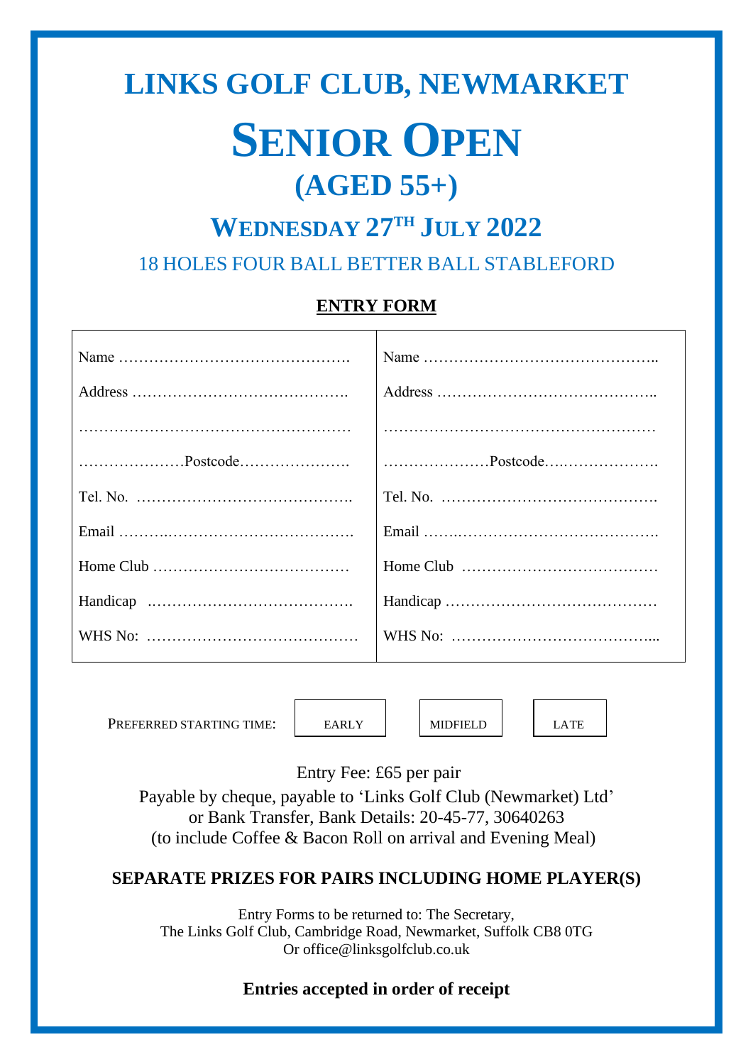# LINKS GOLF CLUB, NEWMARKET

# SENIOR OPEN
# (AGED 55+)

## WEDNESDAY 27TH JULY 2022

18 HOLES FOUR BALL BETTER BALL STABLEFORD

**ENTRY FORM**

| | |
|---|---|
| Name ………………………………………. | Name ……………………………………….. |
| Address ……………………………………. | Address …………………………………….. |
| ……………………………………………… | ……………………………………………… |
| …………………Postcode…………………. | …………………Postcode….………………. |
| Tel. No. ……………………………………. | Tel. No. ……………………………………. |
| Email ……….………………………………. | Email …….…………………………………. |
| Home Club ………………………………… | Home Club ………………………………… |
| Handicap .…………………………………. | Handicap …………………………………… |
| WHS No: …………………………………… | WHS No: …………………………………... |

PREFERRED STARTING TIME: EARLY MIDFIELD LATE

Entry Fee: £65 per pair

Payable by cheque, payable to 'Links Golf Club (Newmarket) Ltd'
or Bank Transfer, Bank Details: 20-45-77, 30640263
(to include Coffee & Bacon Roll on arrival and Evening Meal)

**SEPARATE PRIZES FOR PAIRS INCLUDING HOME PLAYER(S)**

Entry Forms to be returned to: The Secretary,
The Links Golf Club, Cambridge Road, Newmarket, Suffolk CB8 0TG
Or office@linksgolfclub.co.uk

**Entries accepted in order of receipt**